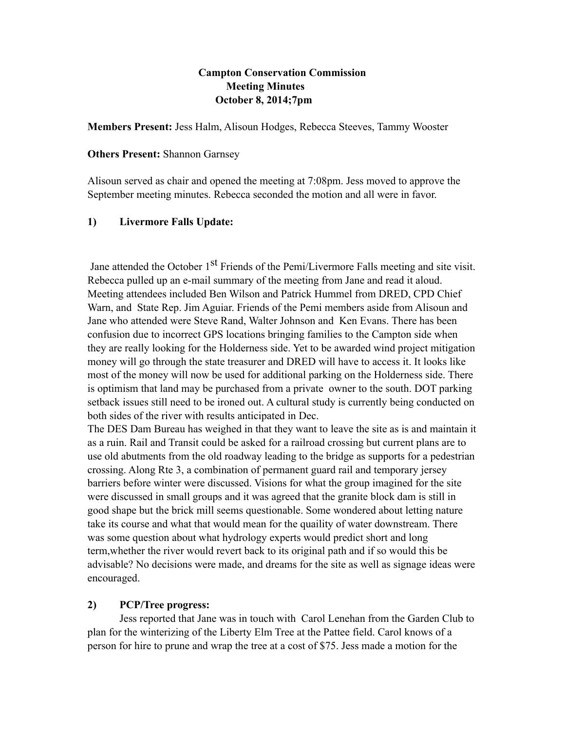**Campton Conservation Commission**
**Meeting Minutes**
**October 8, 2014;7pm**

**Members Present:** Jess Halm, Alisoun Hodges, Rebecca Steeves, Tammy Wooster

**Others Present:** Shannon Garnsey

Alisoun served as chair and opened the meeting at 7:08pm. Jess moved to approve the September meeting minutes. Rebecca seconded the motion and all were in favor.

**1) Livermore Falls Update:**

Jane attended the October 1st Friends of the Pemi/Livermore Falls meeting and site visit. Rebecca pulled up an e-mail summary of the meeting from Jane and read it aloud. Meeting attendees included Ben Wilson and Patrick Hummel from DRED, CPD Chief Warn, and State Rep. Jim Aguiar. Friends of the Pemi members aside from Alisoun and Jane who attended were Steve Rand, Walter Johnson and Ken Evans. There has been confusion due to incorrect GPS locations bringing families to the Campton side when they are really looking for the Holderness side. Yet to be awarded wind project mitigation money will go through the state treasurer and DRED will have to access it. It looks like most of the money will now be used for additional parking on the Holderness side. There is optimism that land may be purchased from a private owner to the south. DOT parking setback issues still need to be ironed out. A cultural study is currently being conducted on both sides of the river with results anticipated in Dec.
The DES Dam Bureau has weighed in that they want to leave the site as is and maintain it as a ruin. Rail and Transit could be asked for a railroad crossing but current plans are to use old abutments from the old roadway leading to the bridge as supports for a pedestrian crossing. Along Rte 3, a combination of permanent guard rail and temporary jersey barriers before winter were discussed. Visions for what the group imagined for the site were discussed in small groups and it was agreed that the granite block dam is still in good shape but the brick mill seems questionable. Some wondered about letting nature take its course and what that would mean for the quaility of water downstream. There was some question about what hydrology experts would predict short and long term,whether the river would revert back to its original path and if so would this be advisable? No decisions were made, and dreams for the site as well as signage ideas were encouraged.

**2) PCP/Tree progress:**

Jess reported that Jane was in touch with Carol Lenehan from the Garden Club to plan for the winterizing of the Liberty Elm Tree at the Pattee field. Carol knows of a person for hire to prune and wrap the tree at a cost of $75. Jess made a motion for the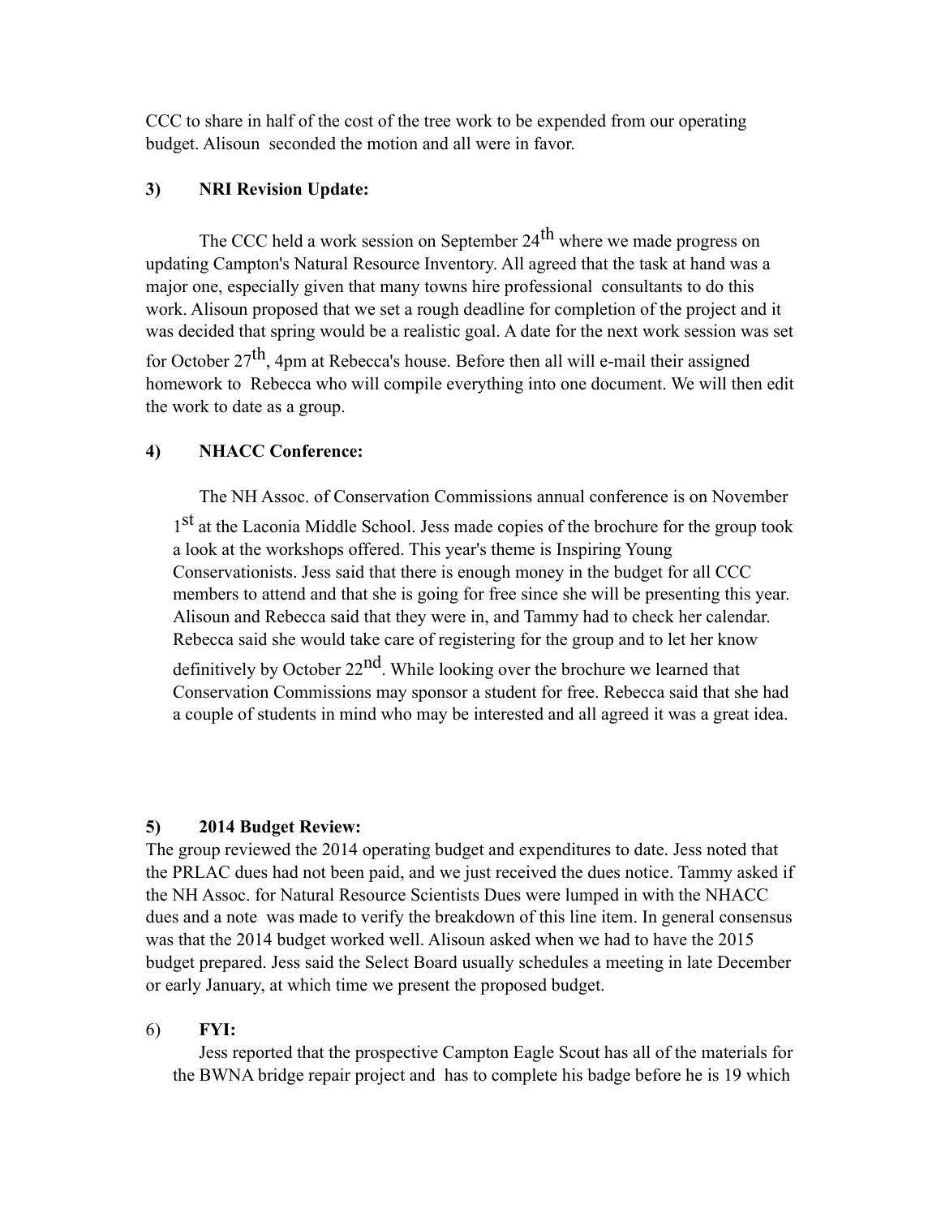CCC to share in half of the cost of the tree work to be expended from our operating budget. Alisoun seconded the motion and all were in favor.

**3) NRI Revision Update:**

The CCC held a work session on September 24th where we made progress on updating Campton's Natural Resource Inventory. All agreed that the task at hand was a major one, especially given that many towns hire professional consultants to do this work. Alisoun proposed that we set a rough deadline for completion of the project and it was decided that spring would be a realistic goal. A date for the next work session was set for October 27th, 4pm at Rebecca's house. Before then all will e-mail their assigned homework to Rebecca who will compile everything into one document. We will then edit the work to date as a group.

**4) NHACC Conference:**

The NH Assoc. of Conservation Commissions annual conference is on November 1st at the Laconia Middle School. Jess made copies of the brochure for the group took a look at the workshops offered. This year's theme is Inspiring Young Conservationists. Jess said that there is enough money in the budget for all CCC members to attend and that she is going for free since she will be presenting this year. Alisoun and Rebecca said that they were in, and Tammy had to check her calendar. Rebecca said she would take care of registering for the group and to let her know definitively by October 22nd. While looking over the brochure we learned that Conservation Commissions may sponsor a student for free. Rebecca said that she had a couple of students in mind who may be interested and all agreed it was a great idea.

**5) 2014 Budget Review:**

The group reviewed the 2014 operating budget and expenditures to date. Jess noted that the PRLAC dues had not been paid, and we just received the dues notice. Tammy asked if the NH Assoc. for Natural Resource Scientists Dues were lumped in with the NHACC dues and a note was made to verify the breakdown of this line item. In general consensus was that the 2014 budget worked well. Alisoun asked when we had to have the 2015 budget prepared. Jess said the Select Board usually schedules a meeting in late December or early January, at which time we present the proposed budget.

6) **FYI:**

Jess reported that the prospective Campton Eagle Scout has all of the materials for the BWNA bridge repair project and has to complete his badge before he is 19 which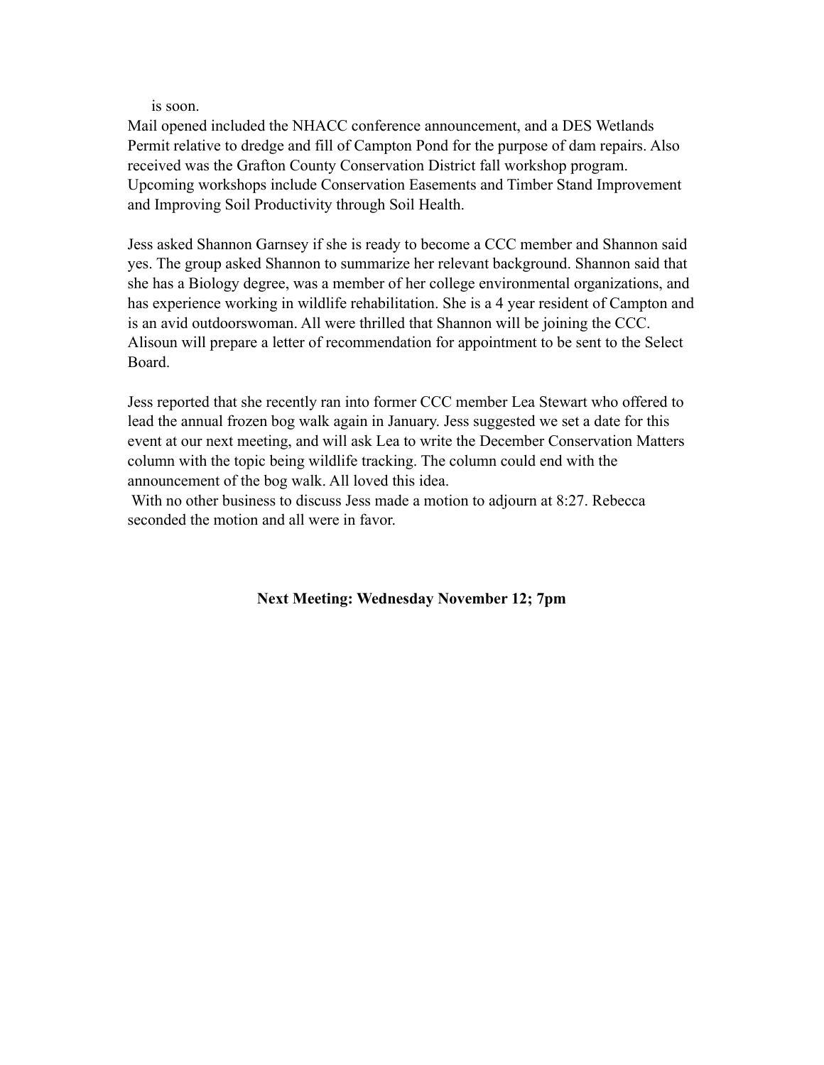is soon.

Mail opened included the NHACC conference announcement, and a DES Wetlands Permit relative to dredge and fill of Campton Pond for the purpose of dam repairs. Also received was the Grafton County Conservation District fall workshop program. Upcoming workshops include Conservation Easements and Timber Stand Improvement and Improving Soil Productivity through Soil Health.

Jess asked Shannon Garnsey if she is ready to become a CCC member and Shannon said yes. The group asked Shannon to summarize her relevant background. Shannon said that she has a Biology degree, was a member of her college environmental organizations, and has experience working in wildlife rehabilitation. She is a 4 year resident of Campton and is an avid outdoorswoman. All were thrilled that Shannon will be joining the CCC. Alisoun will prepare a letter of recommendation for appointment to be sent to the Select Board.

Jess reported that she recently ran into former CCC member Lea Stewart who offered to lead the annual frozen bog walk again in January. Jess suggested we set a date for this event at our next meeting, and will ask Lea to write the December Conservation Matters column with the topic being wildlife tracking. The column could end with the announcement of the bog walk. All loved this idea.

With no other business to discuss Jess made a motion to adjourn at 8:27. Rebecca seconded the motion and all were in favor.

**Next Meeting: Wednesday November 12; 7pm**